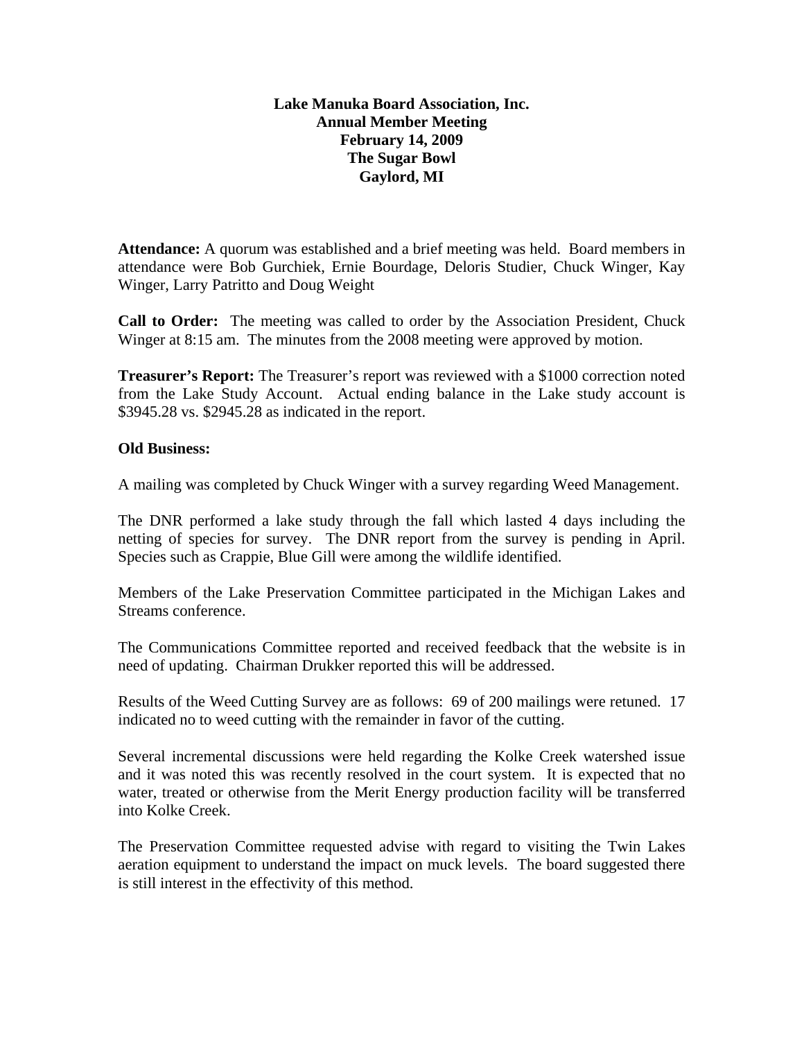**Lake Manuka Board Association, Inc.**
**Annual Member Meeting**
**February 14, 2009**
**The Sugar Bowl**
**Gaylord, MI**

**Attendance:** A quorum was established and a brief meeting was held. Board members in attendance were Bob Gurchiek, Ernie Bourdage, Deloris Studier, Chuck Winger, Kay Winger, Larry Patritto and Doug Weight

**Call to Order:** The meeting was called to order by the Association President, Chuck Winger at 8:15 am. The minutes from the 2008 meeting were approved by motion.

**Treasurer's Report:** The Treasurer's report was reviewed with a $1000 correction noted from the Lake Study Account. Actual ending balance in the Lake study account is $3945.28 vs. $2945.28 as indicated in the report.

**Old Business:**

A mailing was completed by Chuck Winger with a survey regarding Weed Management.

The DNR performed a lake study through the fall which lasted 4 days including the netting of species for survey. The DNR report from the survey is pending in April. Species such as Crappie, Blue Gill were among the wildlife identified.

Members of the Lake Preservation Committee participated in the Michigan Lakes and Streams conference.

The Communications Committee reported and received feedback that the website is in need of updating. Chairman Drukker reported this will be addressed.

Results of the Weed Cutting Survey are as follows: 69 of 200 mailings were retuned. 17 indicated no to weed cutting with the remainder in favor of the cutting.

Several incremental discussions were held regarding the Kolke Creek watershed issue and it was noted this was recently resolved in the court system. It is expected that no water, treated or otherwise from the Merit Energy production facility will be transferred into Kolke Creek.

The Preservation Committee requested advise with regard to visiting the Twin Lakes aeration equipment to understand the impact on muck levels. The board suggested there is still interest in the effectivity of this method.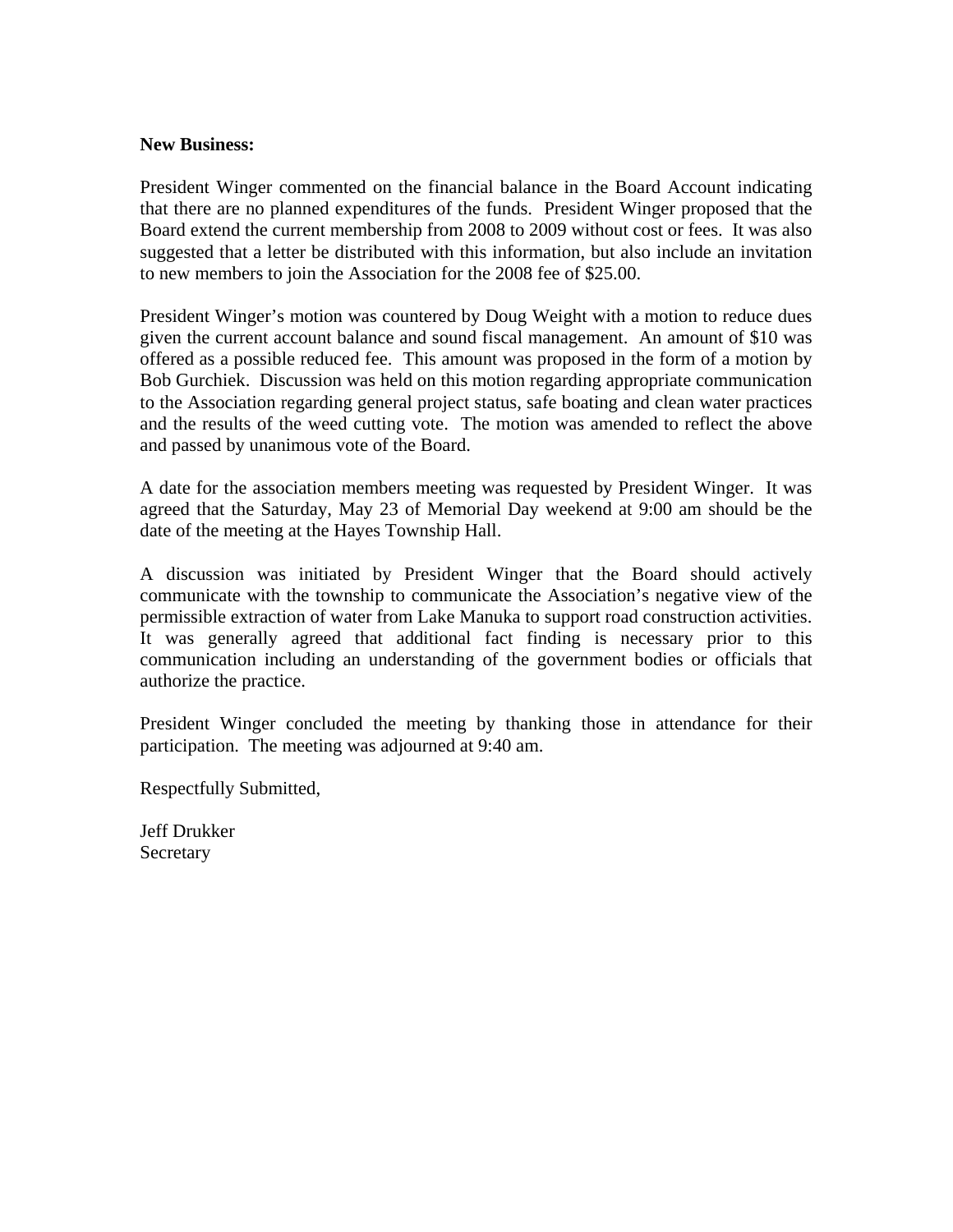**New Business:**

President Winger commented on the financial balance in the Board Account indicating that there are no planned expenditures of the funds. President Winger proposed that the Board extend the current membership from 2008 to 2009 without cost or fees. It was also suggested that a letter be distributed with this information, but also include an invitation to new members to join the Association for the 2008 fee of $25.00.

President Winger's motion was countered by Doug Weight with a motion to reduce dues given the current account balance and sound fiscal management. An amount of $10 was offered as a possible reduced fee. This amount was proposed in the form of a motion by Bob Gurchiek. Discussion was held on this motion regarding appropriate communication to the Association regarding general project status, safe boating and clean water practices and the results of the weed cutting vote. The motion was amended to reflect the above and passed by unanimous vote of the Board.

A date for the association members meeting was requested by President Winger. It was agreed that the Saturday, May 23 of Memorial Day weekend at 9:00 am should be the date of the meeting at the Hayes Township Hall.

A discussion was initiated by President Winger that the Board should actively communicate with the township to communicate the Association's negative view of the permissible extraction of water from Lake Manuka to support road construction activities. It was generally agreed that additional fact finding is necessary prior to this communication including an understanding of the government bodies or officials that authorize the practice.

President Winger concluded the meeting by thanking those in attendance for their participation. The meeting was adjourned at 9:40 am.

Respectfully Submitted,

Jeff Drukker
Secretary